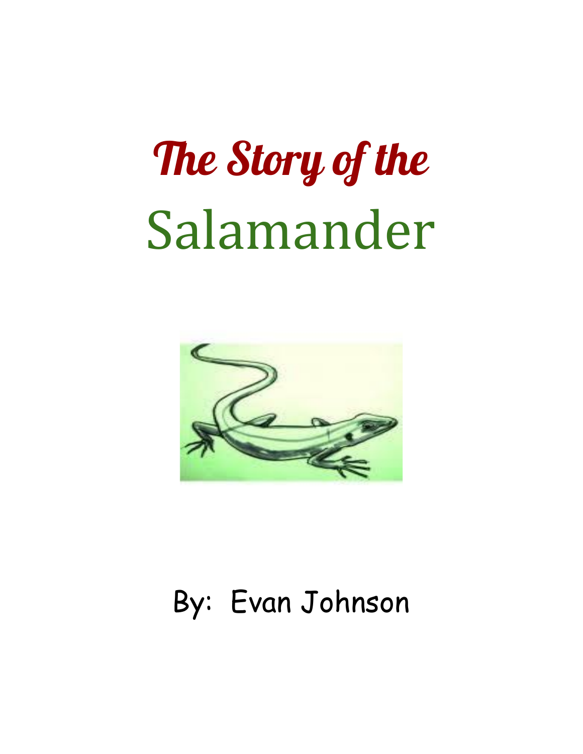# The Story of the Salamander

By: Evan Johnson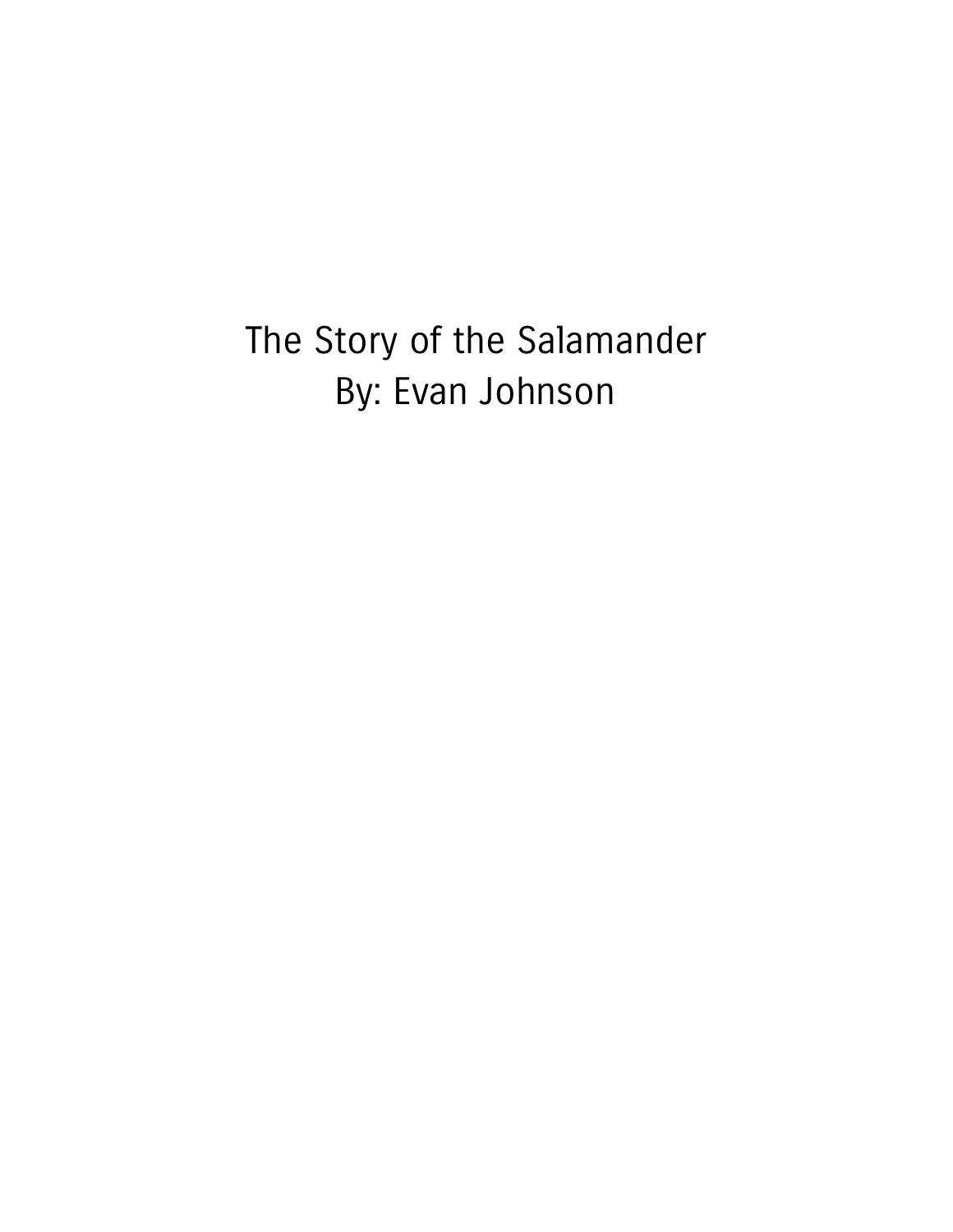# The Story of the Salamander

By: Evan Johnson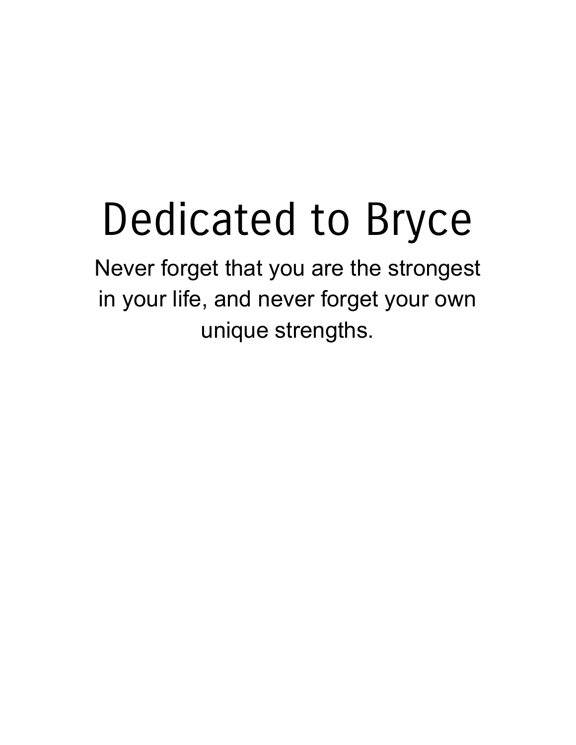# Dedicated to Bryce

Never forget that you are the strongest in your life, and never forget your own unique strengths.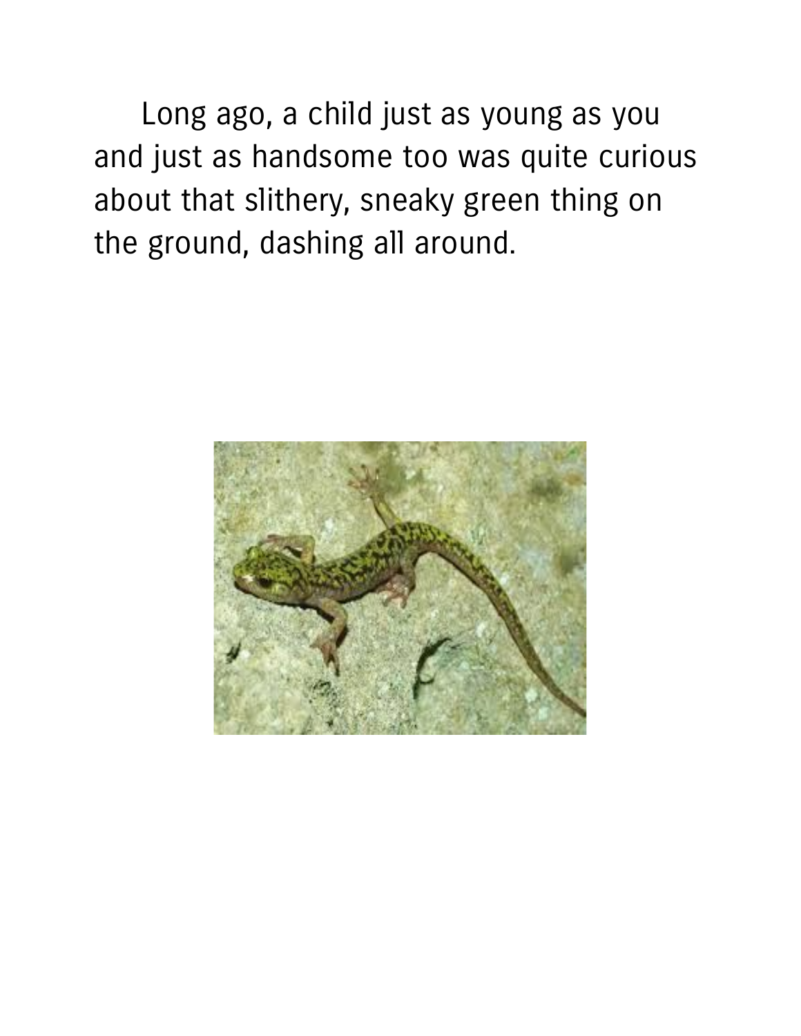Long ago, a child just as young as you and just as handsome too was quite curious about that slithery, sneaky green thing on the ground, dashing all around.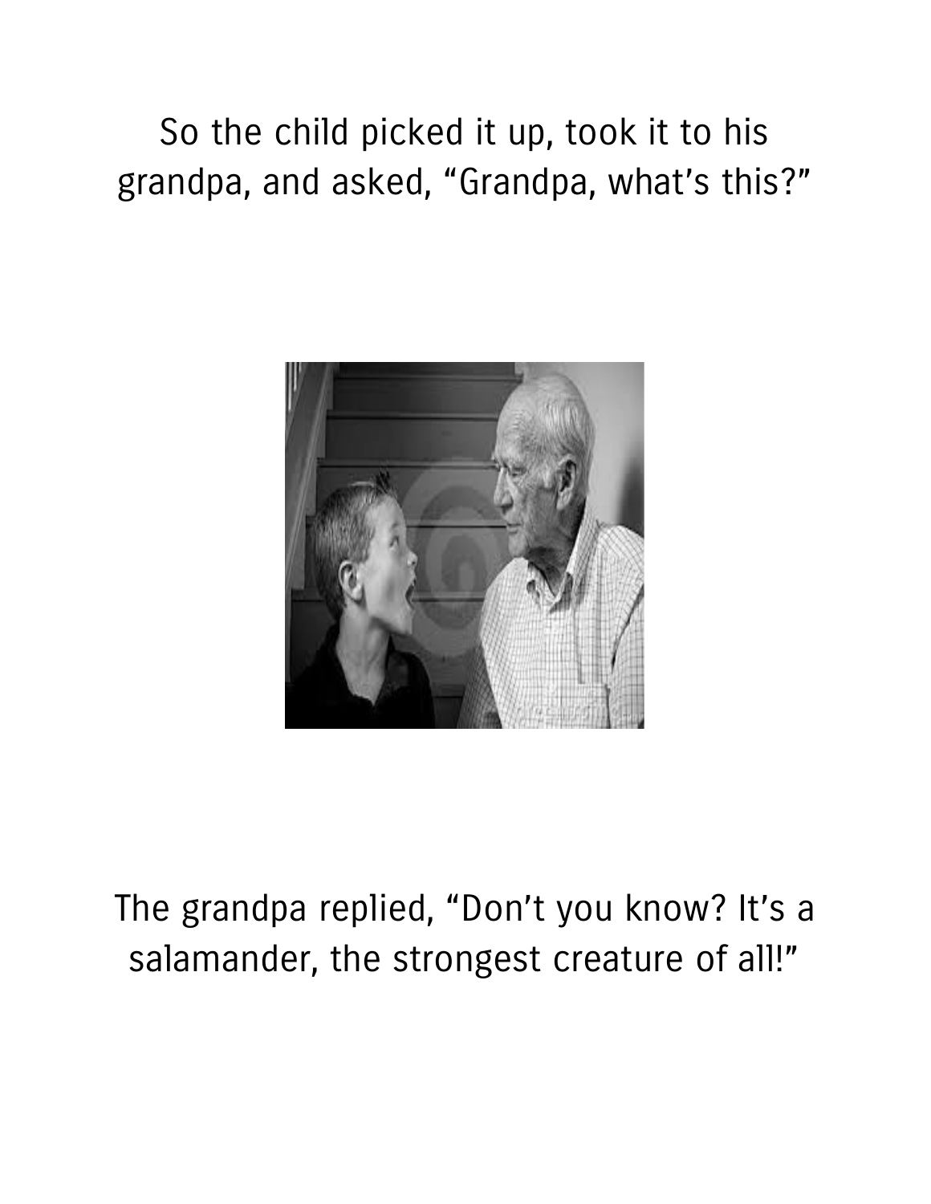So the child picked it up, took it to his grandpa, and asked, “Grandpa, what’s this?”

The grandpa replied, “Don’t you know? It’s a salamander, the strongest creature of all!”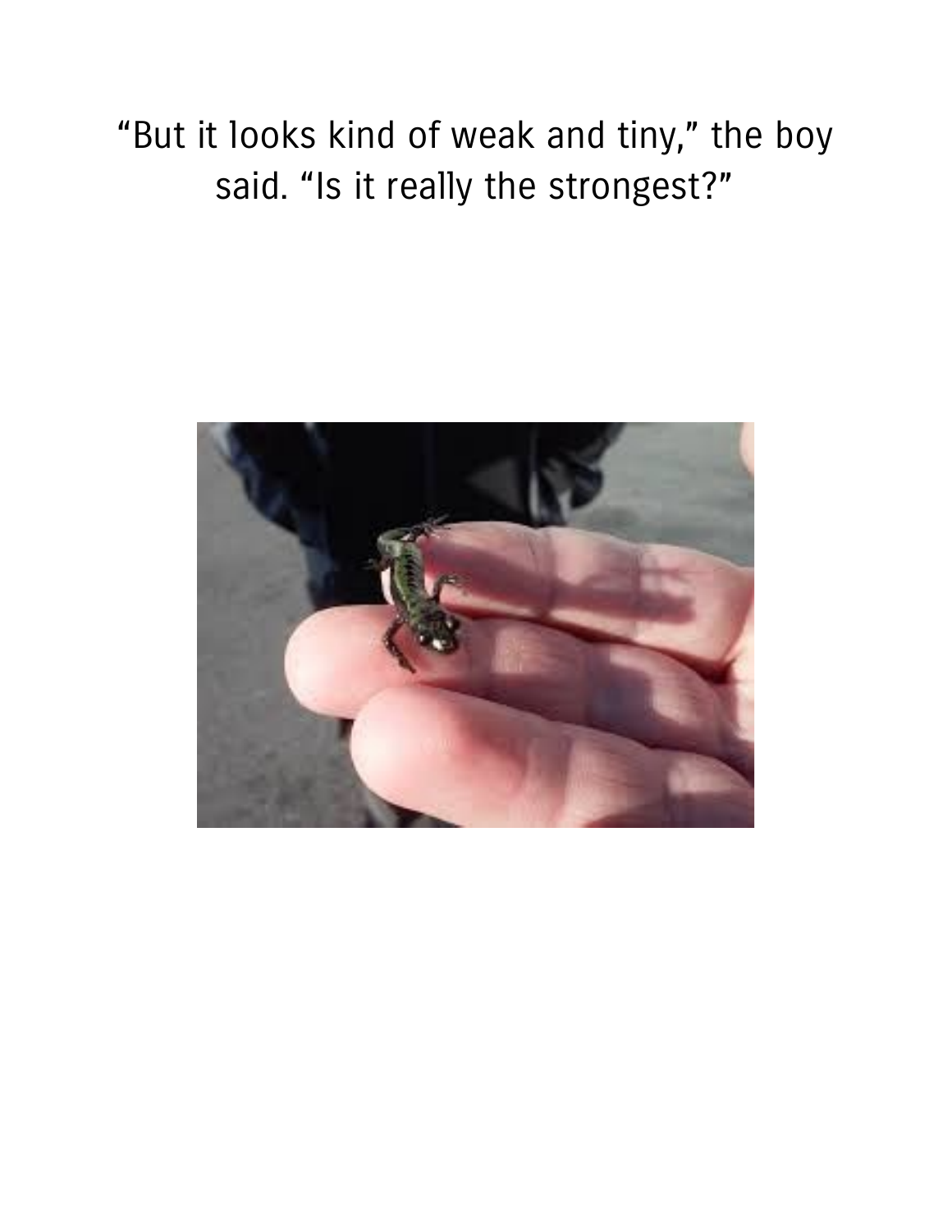"But it looks kind of weak and tiny," the boy said. "Is it really the strongest?"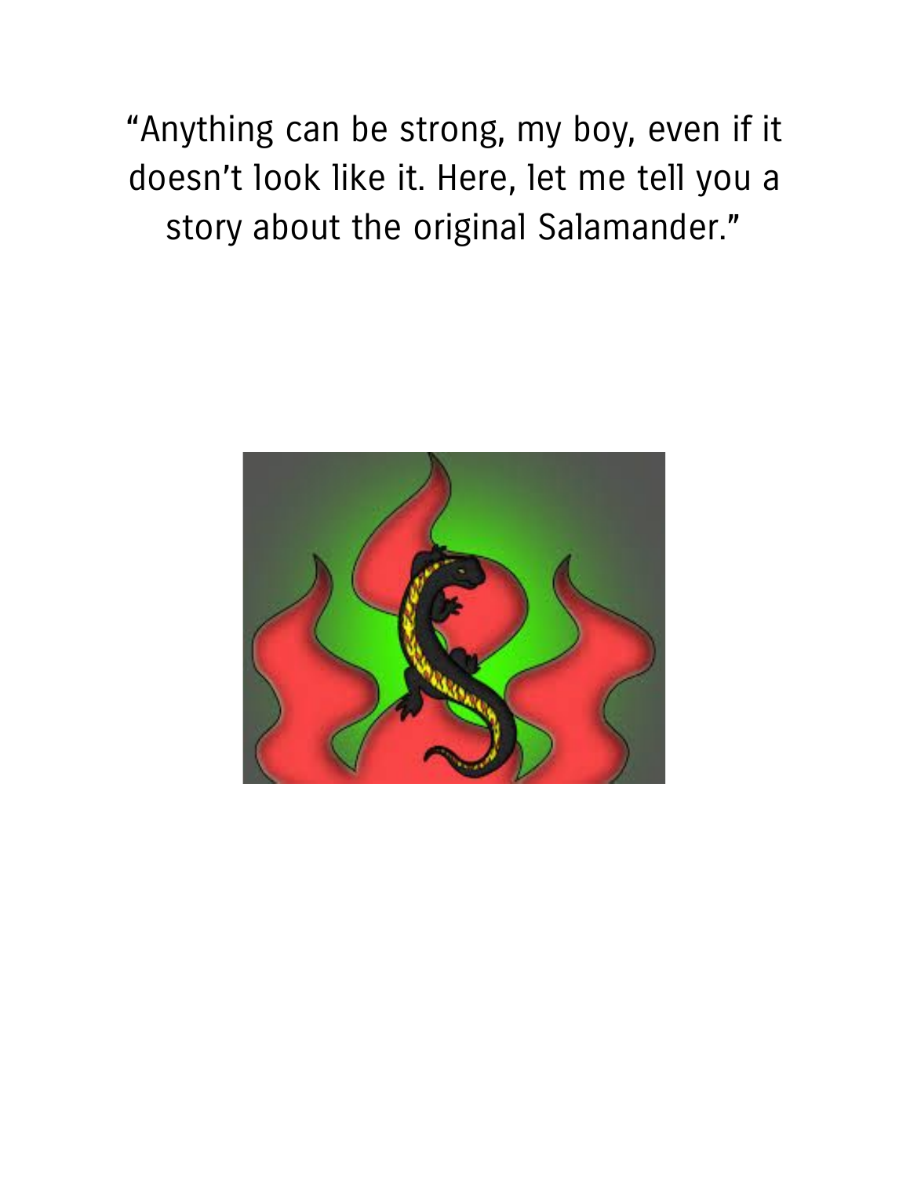"Anything can be strong, my boy, even if it doesn't look like it. Here, let me tell you a story about the original Salamander."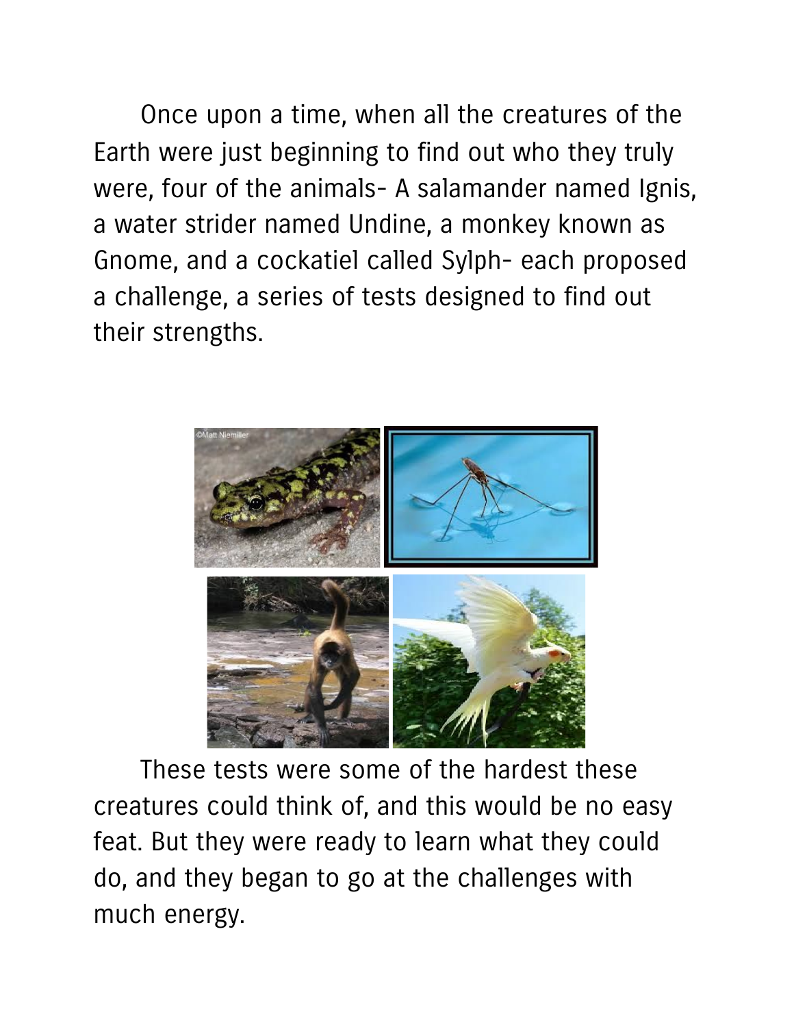Once upon a time, when all the creatures of the Earth were just beginning to find out who they truly were, four of the animals- A salamander named Ignis, a water strider named Undine, a monkey known as Gnome, and a cockatiel called Sylph- each proposed a challenge, a series of tests designed to find out their strengths.

These tests were some of the hardest these creatures could think of, and this would be no easy feat. But they were ready to learn what they could do, and they began to go at the challenges with much energy.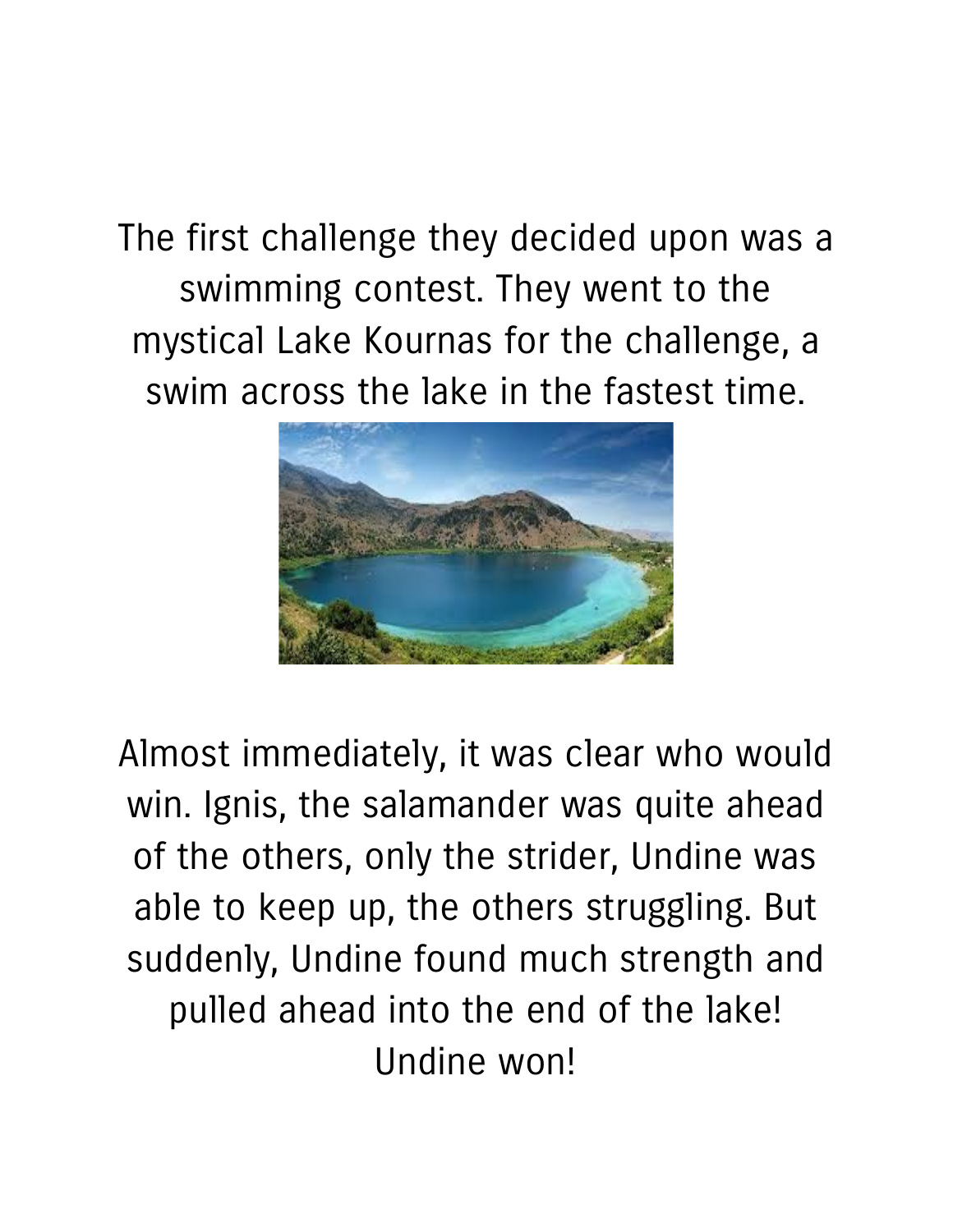The first challenge they decided upon was a swimming contest. They went to the mystical Lake Kournas for the challenge, a swim across the lake in the fastest time.

Almost immediately, it was clear who would win. Ignis, the salamander was quite ahead of the others, only the strider, Undine was able to keep up, the others struggling. But suddenly, Undine found much strength and pulled ahead into the end of the lake! Undine won!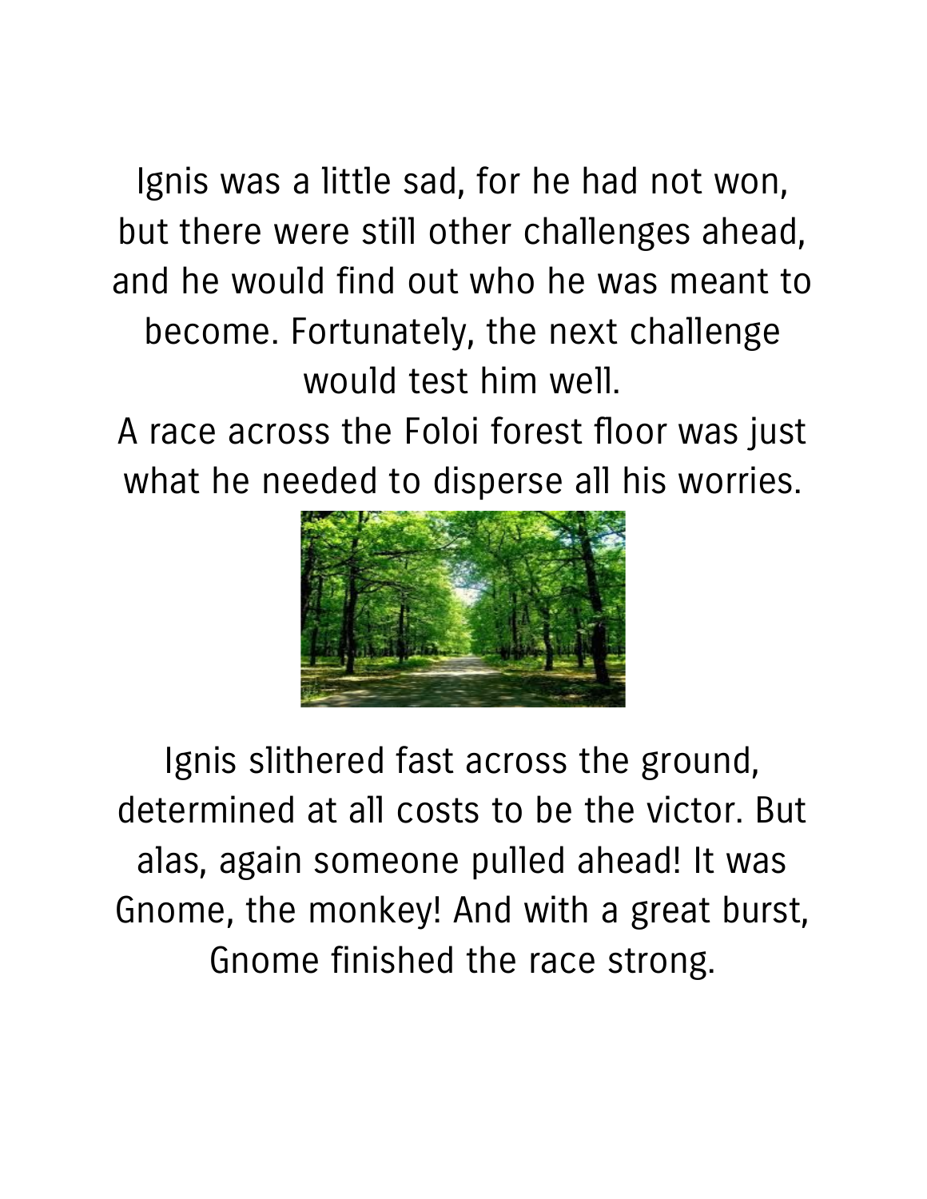Ignis was a little sad, for he had not won, but there were still other challenges ahead, and he would find out who he was meant to become. Fortunately, the next challenge would test him well.

A race across the Foloi forest floor was just what he needed to disperse all his worries.

Ignis slithered fast across the ground, determined at all costs to be the victor. But alas, again someone pulled ahead! It was Gnome, the monkey! And with a great burst, Gnome finished the race strong.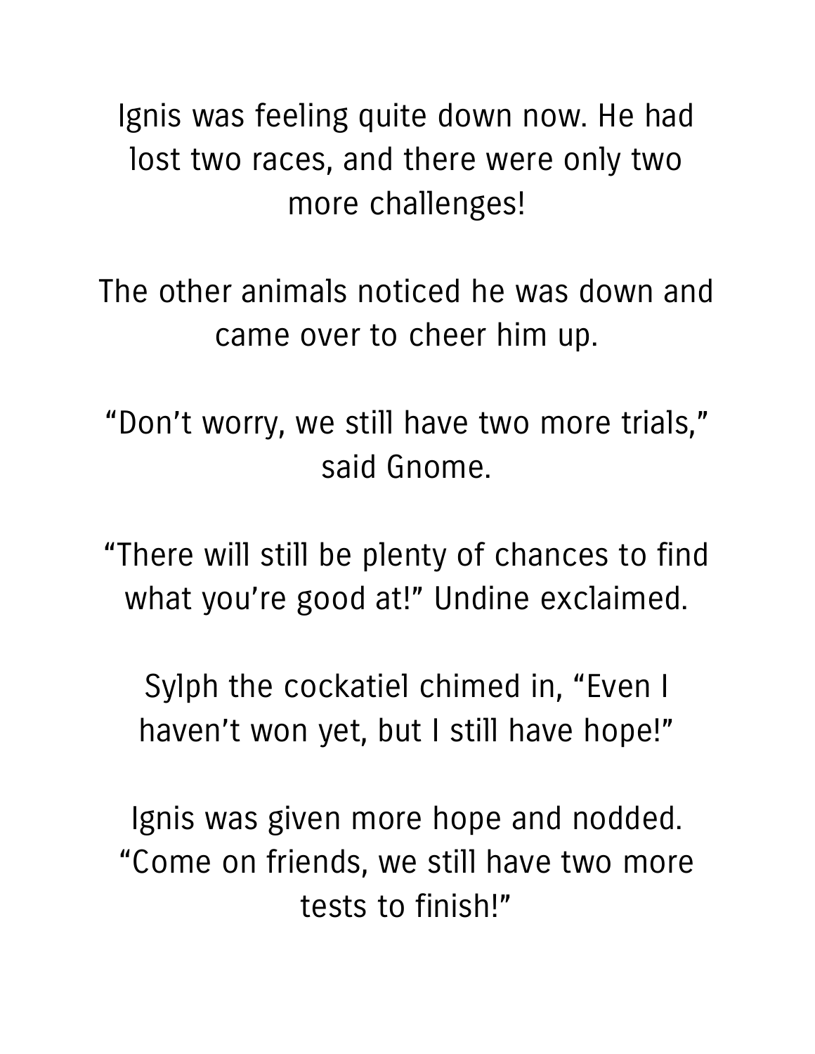Ignis was feeling quite down now. He had lost two races, and there were only two more challenges!

The other animals noticed he was down and came over to cheer him up.

“Don’t worry, we still have two more trials,” said Gnome.

“There will still be plenty of chances to find what you’re good at!” Undine exclaimed.

Sylph the cockatiel chimed in, “Even I haven’t won yet, but I still have hope!”

Ignis was given more hope and nodded. “Come on friends, we still have two more tests to finish!”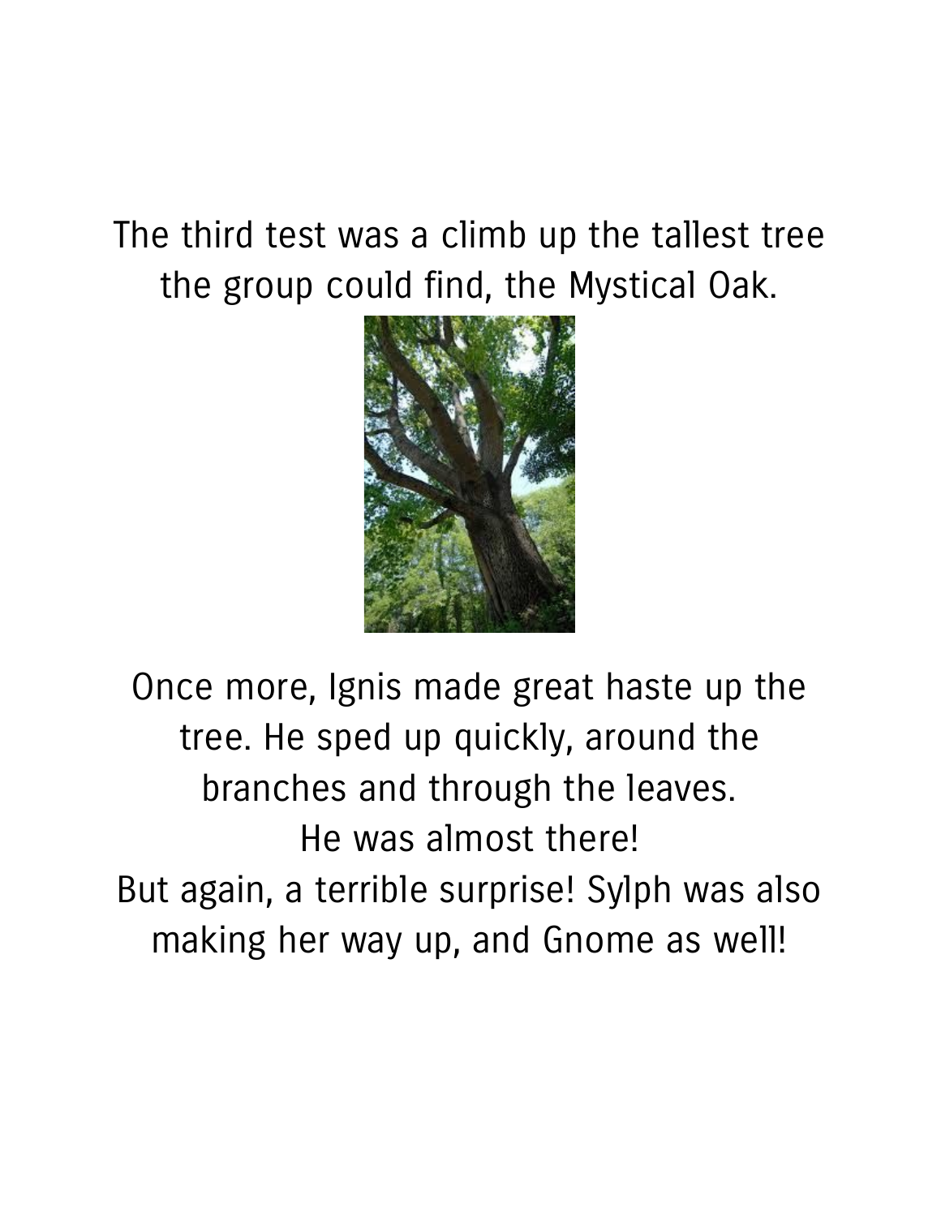The third test was a climb up the tallest tree the group could find, the Mystical Oak.

Once more, Ignis made great haste up the tree. He sped up quickly, around the branches and through the leaves.
He was almost there!
But again, a terrible surprise! Sylph was also making her way up, and Gnome as well!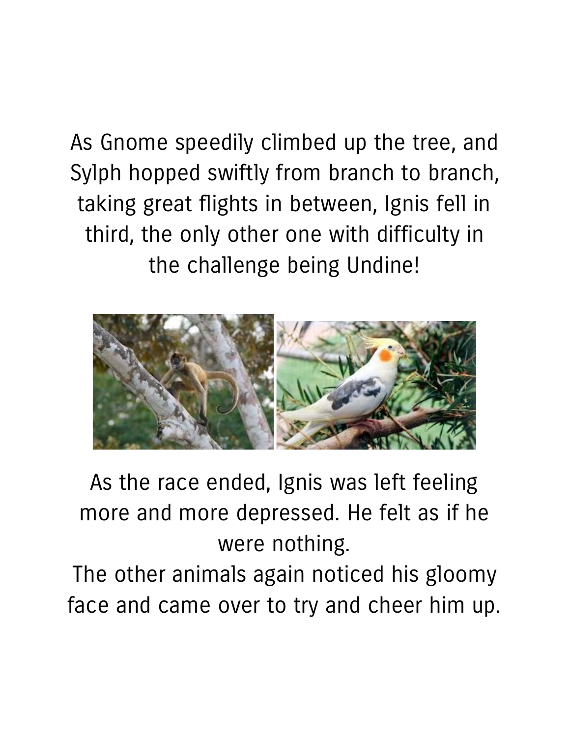As Gnome speedily climbed up the tree, and Sylph hopped swiftly from branch to branch, taking great flights in between, Ignis fell in third, the only other one with difficulty in the challenge being Undine!

As the race ended, Ignis was left feeling more and more depressed. He felt as if he were nothing.

The other animals again noticed his gloomy face and came over to try and cheer him up.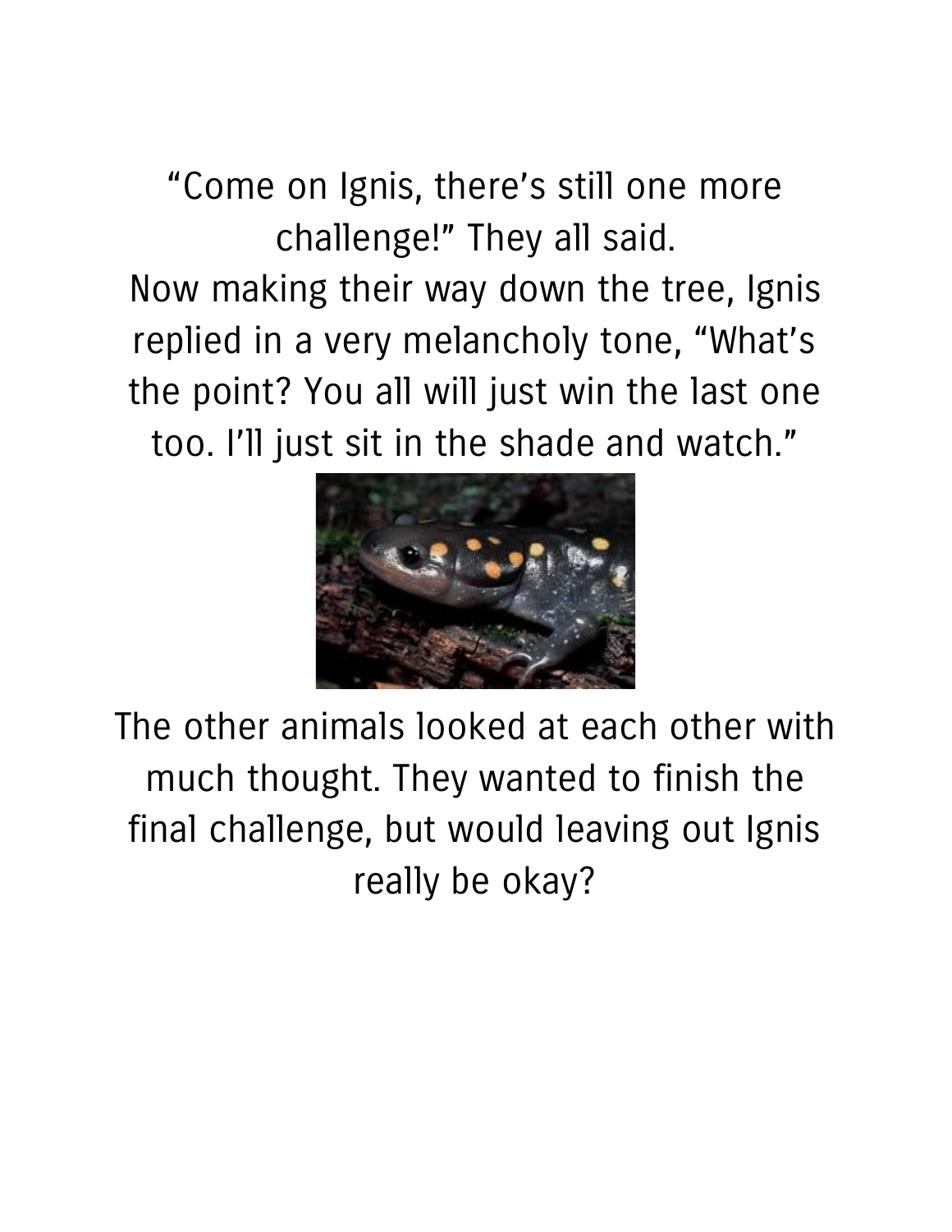"Come on Ignis, there's still one more challenge!" They all said.
Now making their way down the tree, Ignis replied in a very melancholy tone, "What's the point? You all will just win the last one too. I'll just sit in the shade and watch."

The other animals looked at each other with much thought. They wanted to finish the final challenge, but would leaving out Ignis really be okay?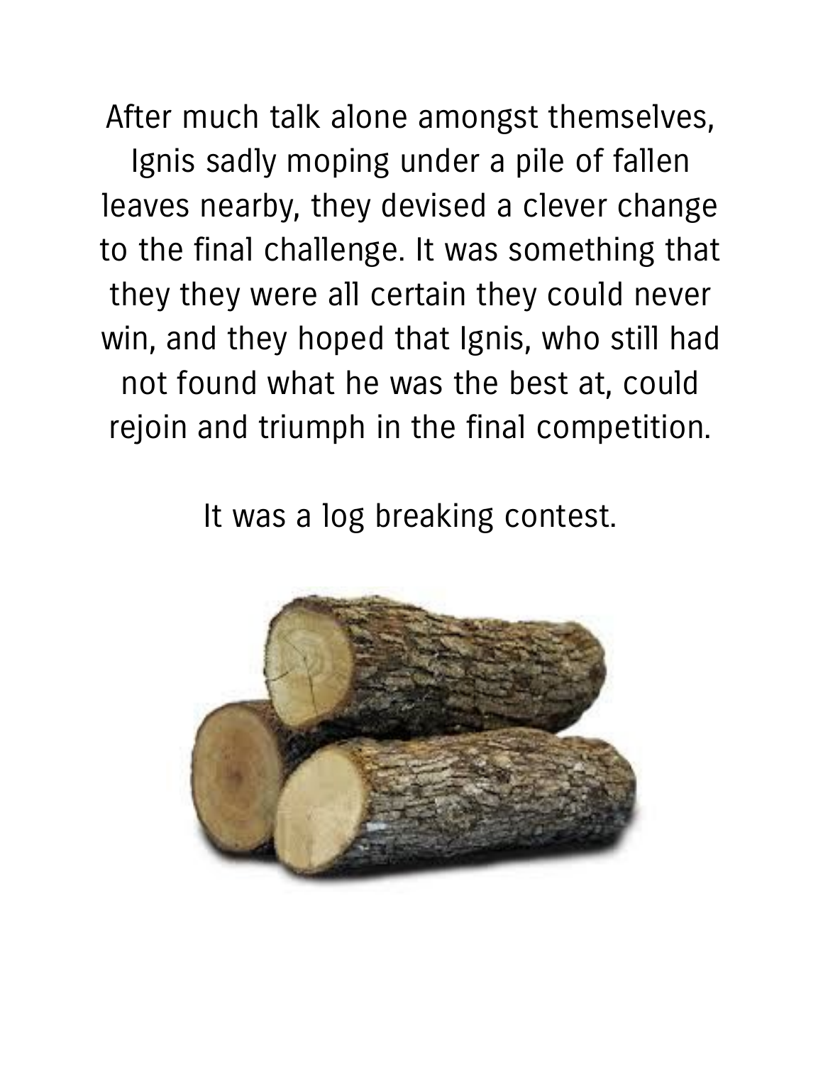After much talk alone amongst themselves, Ignis sadly moping under a pile of fallen leaves nearby, they devised a clever change to the final challenge. It was something that they they were all certain they could never win, and they hoped that Ignis, who still had not found what he was the best at, could rejoin and triumph in the final competition.

It was a log breaking contest.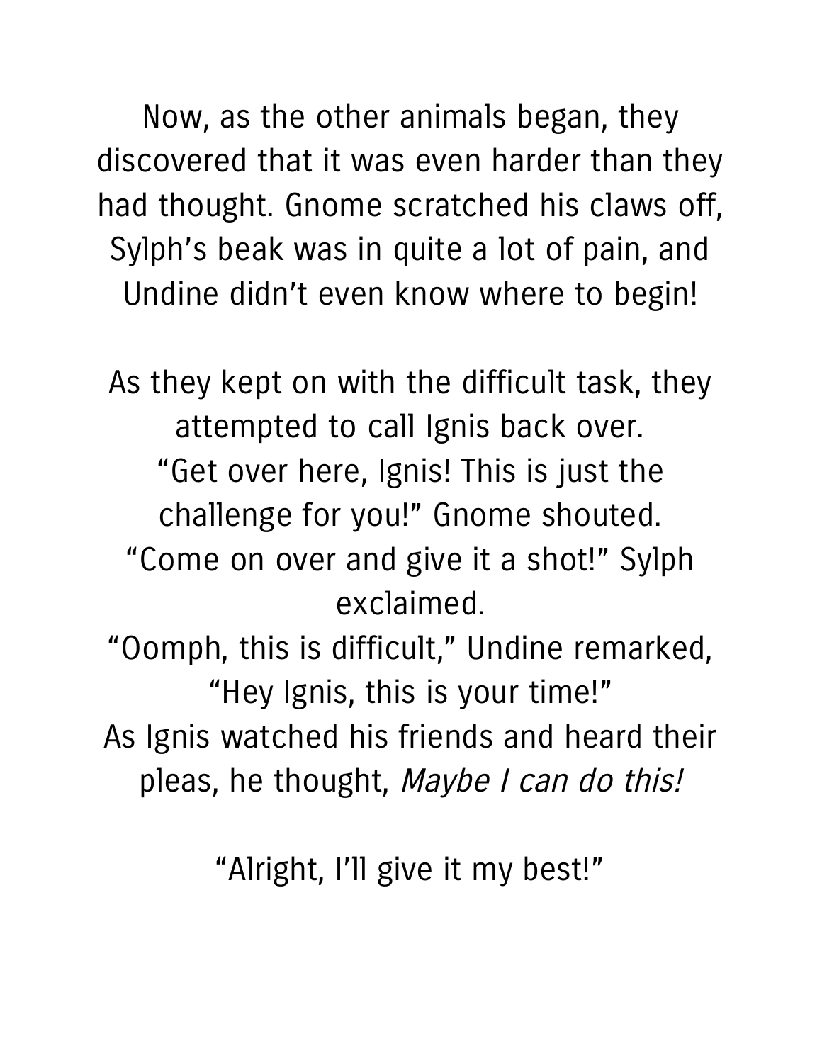Now, as the other animals began, they discovered that it was even harder than they had thought. Gnome scratched his claws off, Sylph's beak was in quite a lot of pain, and Undine didn't even know where to begin!

As they kept on with the difficult task, they attempted to call Ignis back over.
"Get over here, Ignis! This is just the challenge for you!" Gnome shouted.
"Come on over and give it a shot!" Sylph exclaimed.
"Oomph, this is difficult," Undine remarked, "Hey Ignis, this is your time!"
As Ignis watched his friends and heard their pleas, he thought, *Maybe I can do this!*

"Alright, I'll give it my best!"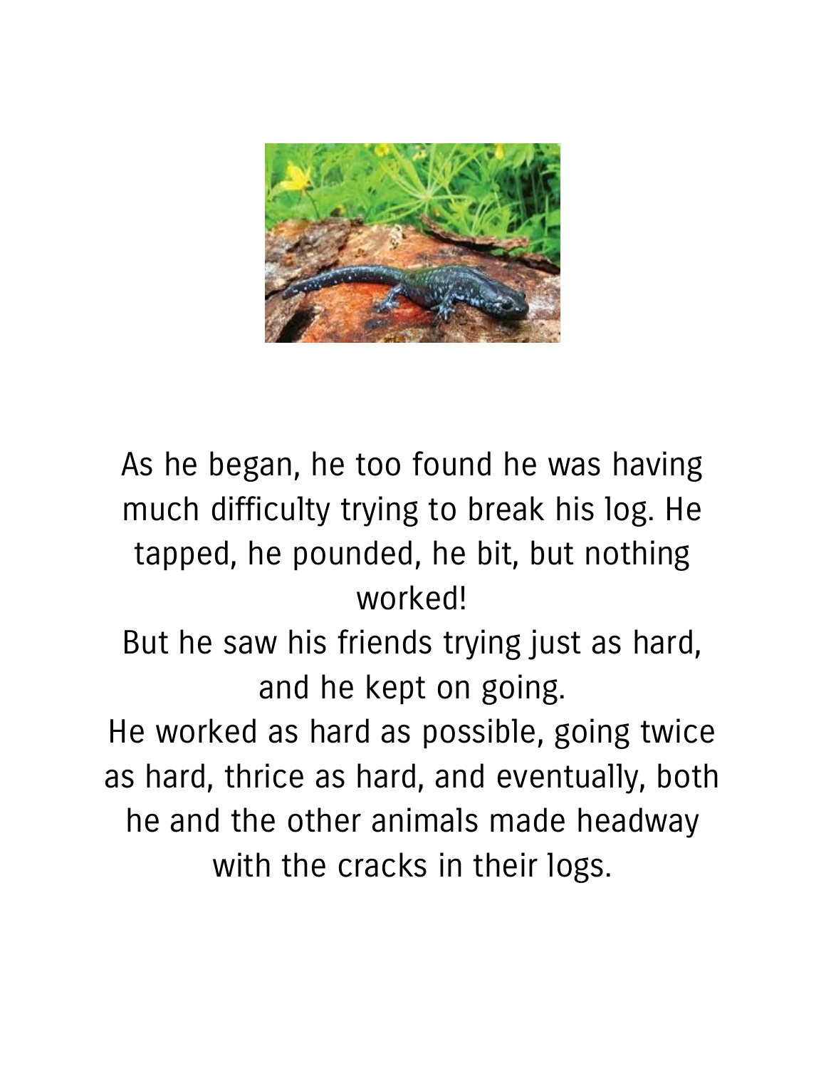As he began, he too found he was having much difficulty trying to break his log. He tapped, he pounded, he bit, but nothing worked!

But he saw his friends trying just as hard, and he kept on going.

He worked as hard as possible, going twice as hard, thrice as hard, and eventually, both he and the other animals made headway with the cracks in their logs.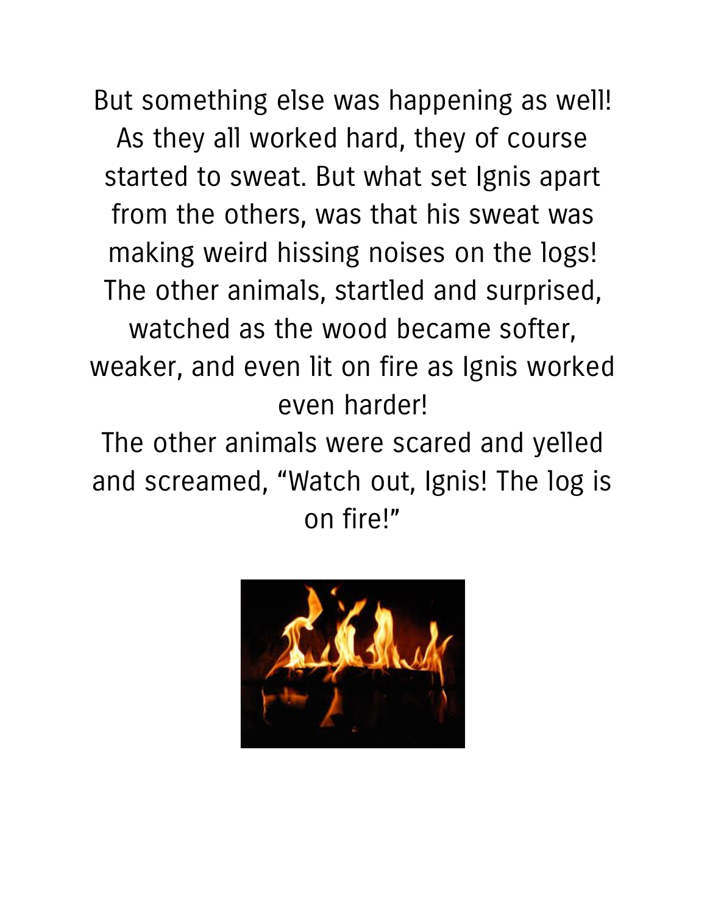But something else was happening as well! As they all worked hard, they of course started to sweat. But what set Ignis apart from the others, was that his sweat was making weird hissing noises on the logs! The other animals, startled and surprised, watched as the wood became softer, weaker, and even lit on fire as Ignis worked even harder!

The other animals were scared and yelled and screamed, "Watch out, Ignis! The log is on fire!"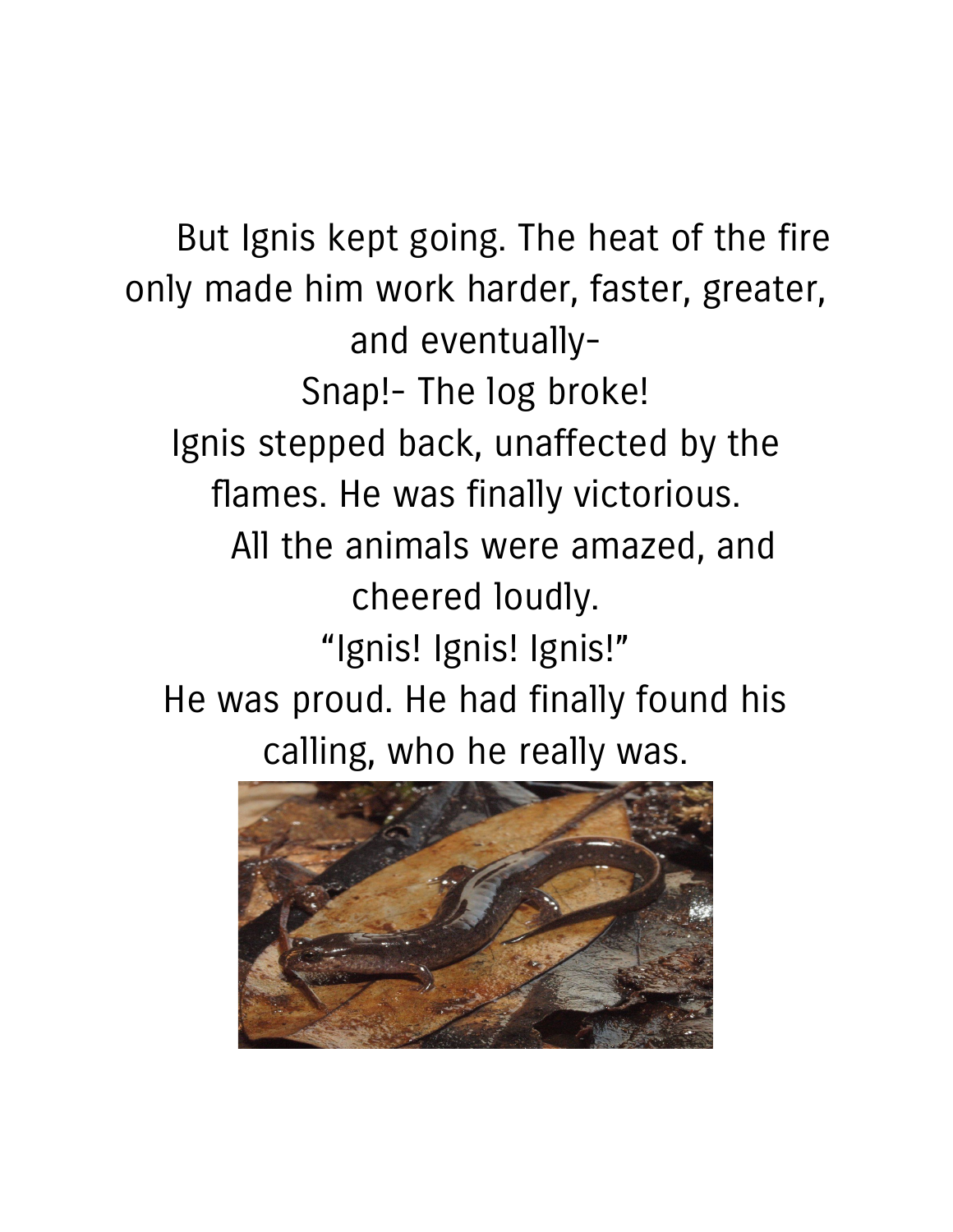But Ignis kept going. The heat of the fire only made him work harder, faster, greater, and eventually-

Snap!- The log broke!

Ignis stepped back, unaffected by the flames. He was finally victorious.

All the animals were amazed, and cheered loudly.

“Ignis! Ignis! Ignis!”

He was proud. He had finally found his calling, who he really was.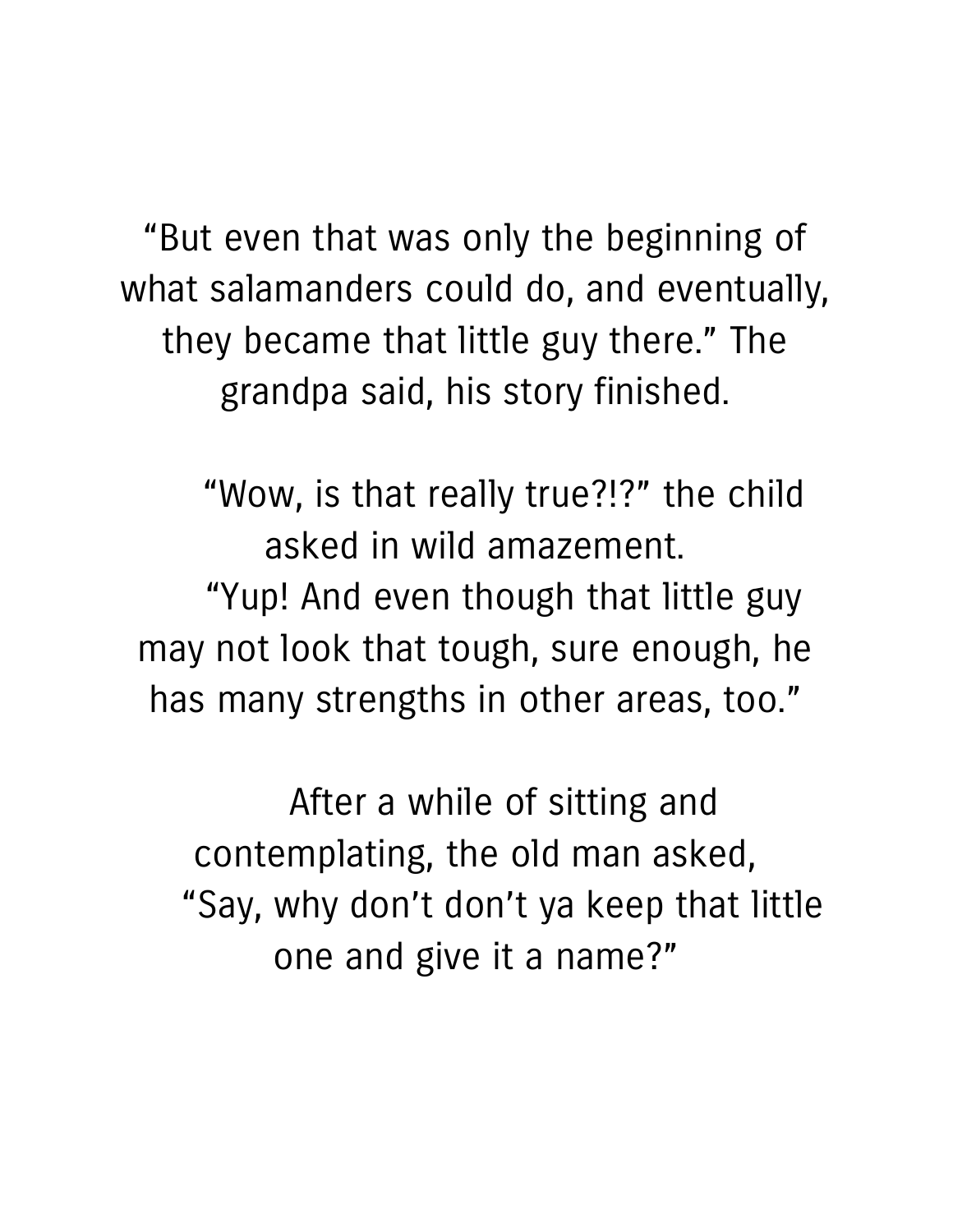"But even that was only the beginning of what salamanders could do, and eventually, they became that little guy there." The grandpa said, his story finished.

"Wow, is that really true?!?" the child asked in wild amazement.

"Yup! And even though that little guy may not look that tough, sure enough, he has many strengths in other areas, too."

After a while of sitting and contemplating, the old man asked,

"Say, why don't don't ya keep that little one and give it a name?"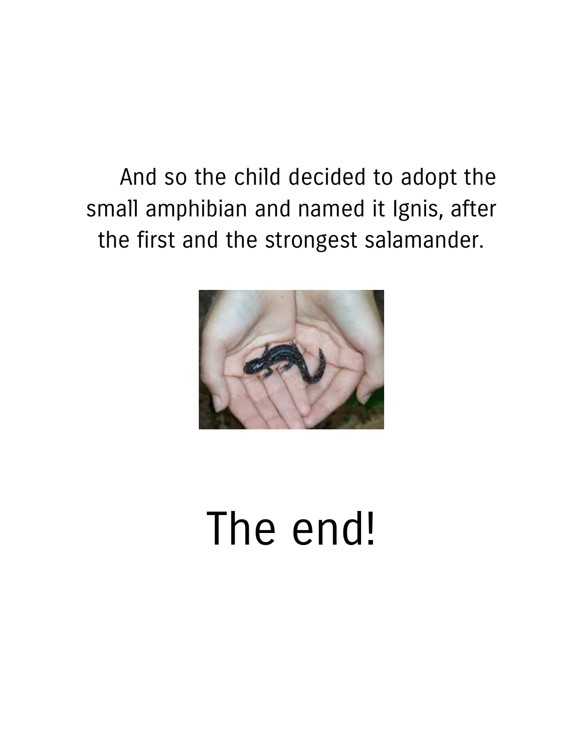And so the child decided to adopt the small amphibian and named it Ignis, after the first and the strongest salamander.

# The end!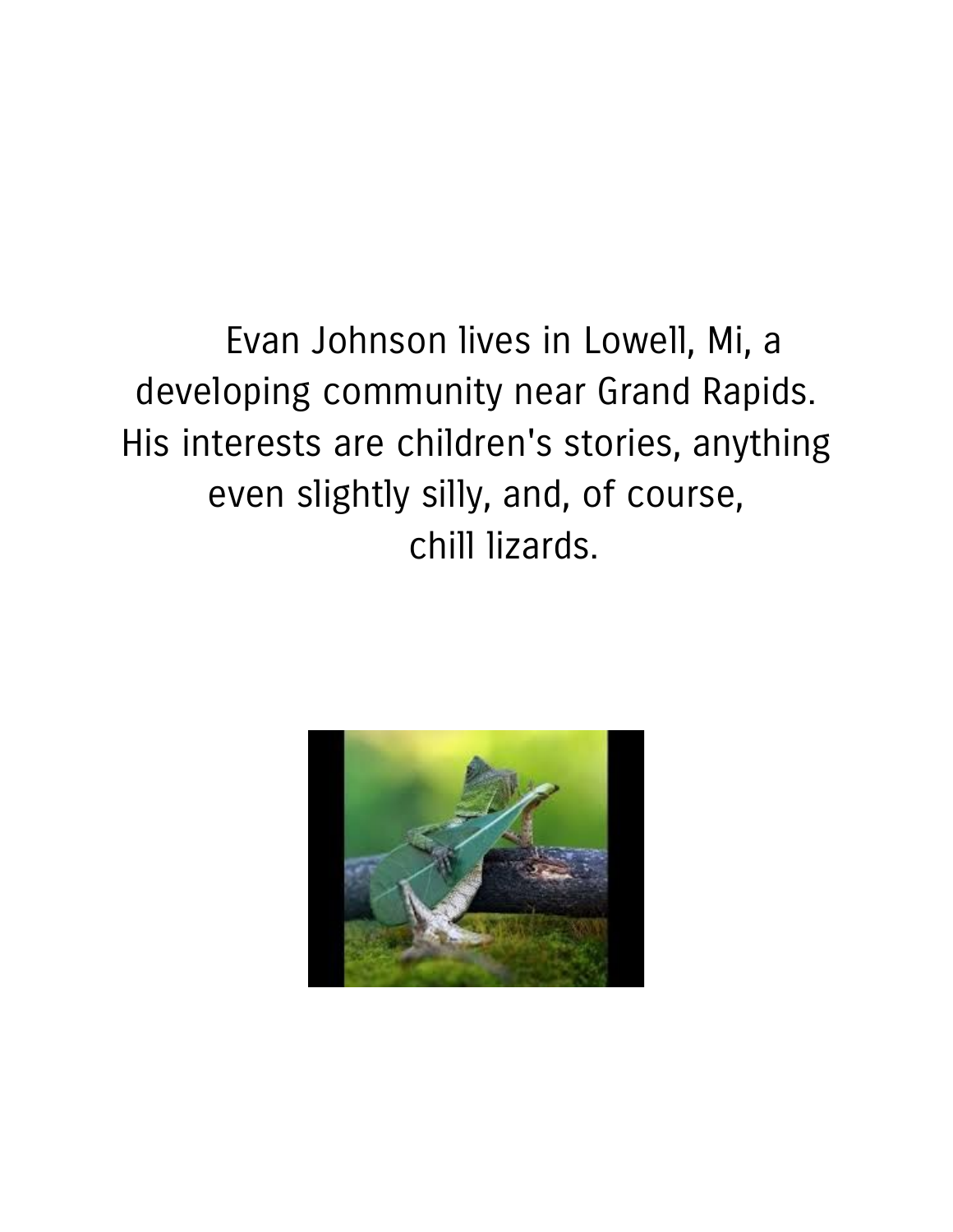Evan Johnson lives in Lowell, Mi, a developing community near Grand Rapids. His interests are children's stories, anything even slightly silly, and, of course, chill lizards.